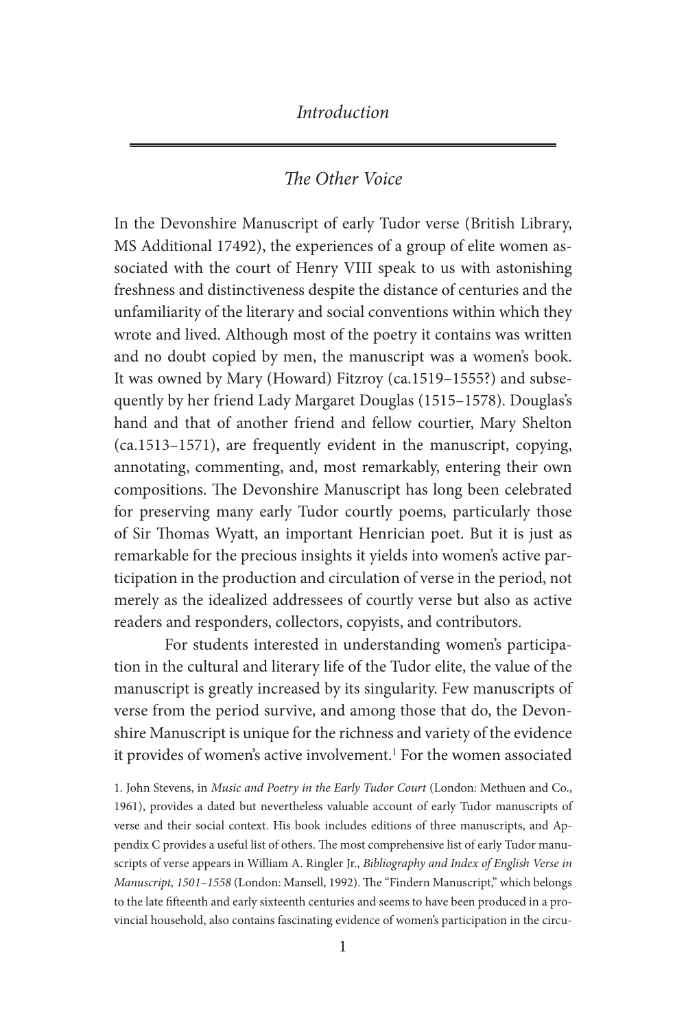# Introduction

## *The Other Voice*

In the Devonshire Manuscript of early Tudor verse (British Library, MS Additional 17492), the experiences of a group of elite women associated with the court of Henry VIII speak to us with astonishing freshness and distinctiveness despite the distance of centuries and the unfamiliarity of the literary and social conventions within which they wrote and lived. Although most of the poetry it contains was written and no doubt copied by men, the manuscript was a women's book. It was owned by Mary (Howard) Fitzroy (ca.1519–1555?) and subsequently by her friend Lady Margaret Douglas (1515–1578). Douglas's hand and that of another friend and fellow courtier, Mary Shelton (ca.1513–1571), are frequently evident in the manuscript, copying, annotating, commenting, and, most remarkably, entering their own compositions. The Devonshire Manuscript has long been celebrated for preserving many early Tudor courtly poems, particularly those of Sir Thomas Wyatt, an important Henrician poet. But it is just as remarkable for the precious insights it yields into women's active participation in the production and circulation of verse in the period, not merely as the idealized addressees of courtly verse but also as active readers and responders, collectors, copyists, and contributors.

For students interested in understanding women's participation in the cultural and literary life of the Tudor elite, the value of the manuscript is greatly increased by its singularity. Few manuscripts of verse from the period survive, and among those that do, the Devonshire Manuscript is unique for the richness and variety of the evidence it provides of women's active involvement.[1] For the women associated

1. John Stevens, in *Music and Poetry in the Early Tudor Court* (London: Methuen and Co., 1961), provides a dated but nevertheless valuable account of early Tudor manuscripts of verse and their social context. His book includes editions of three manuscripts, and Appendix C provides a useful list of others. The most comprehensive list of early Tudor manuscripts of verse appears in William A. Ringler Jr., *Bibliography and Index of English Verse in Manuscript, 1501–1558* (London: Mansell, 1992). The "Findern Manuscript," which belongs to the late fifteenth and early sixteenth centuries and seems to have been produced in a provincial household, also contains fascinating evidence of women's participation in the circu-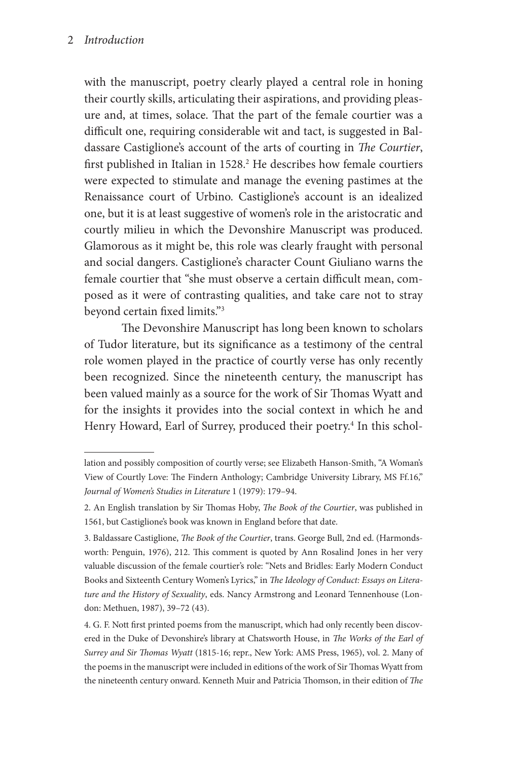with the manuscript, poetry clearly played a central role in honing their courtly skills, articulating their aspirations, and providing pleasure and, at times, solace. That the part of the female courtier was a difficult one, requiring considerable wit and tact, is suggested in Baldassare Castiglione's account of the arts of courting in *The Courtier*, first published in Italian in 1528.[2] He describes how female courtiers were expected to stimulate and manage the evening pastimes at the Renaissance court of Urbino. Castiglione's account is an idealized one, but it is at least suggestive of women's role in the aristocratic and courtly milieu in which the Devonshire Manuscript was produced. Glamorous as it might be, this role was clearly fraught with personal and social dangers. Castiglione's character Count Giuliano warns the female courtier that "she must observe a certain difficult mean, composed as it were of contrasting qualities, and take care not to stray beyond certain fixed limits."[3]

The Devonshire Manuscript has long been known to scholars of Tudor literature, but its significance as a testimony of the central role women played in the practice of courtly verse has only recently been recognized. Since the nineteenth century, the manuscript has been valued mainly as a source for the work of Sir Thomas Wyatt and for the insights it provides into the social context in which he and Henry Howard, Earl of Surrey, produced their poetry.[4] In this schol-

---

lation and possibly composition of courtly verse; see Elizabeth Hanson-Smith, "A Woman's View of Courtly Love: The Findern Anthology; Cambridge University Library, MS Ff.16," *Journal of Women's Studies in Literature* 1 (1979): 179–94.

2. An English translation by Sir Thomas Hoby, *The Book of the Courtier*, was published in 1561, but Castiglione's book was known in England before that date.

3. Baldassare Castiglione, *The Book of the Courtier*, trans. George Bull, 2nd ed. (Harmondsworth: Penguin, 1976), 212. This comment is quoted by Ann Rosalind Jones in her very valuable discussion of the female courtier's role: "Nets and Bridles: Early Modern Conduct Books and Sixteenth Century Women's Lyrics," in *The Ideology of Conduct: Essays on Literature and the History of Sexuality*, eds. Nancy Armstrong and Leonard Tennenhouse (London: Methuen, 1987), 39–72 (43).

4. G. F. Nott first printed poems from the manuscript, which had only recently been discovered in the Duke of Devonshire's library at Chatsworth House, in *The Works of the Earl of Surrey and Sir Thomas Wyatt* (1815-16; repr., New York: AMS Press, 1965), vol. 2. Many of the poems in the manuscript were included in editions of the work of Sir Thomas Wyatt from the nineteenth century onward. Kenneth Muir and Patricia Thomson, in their edition of *The*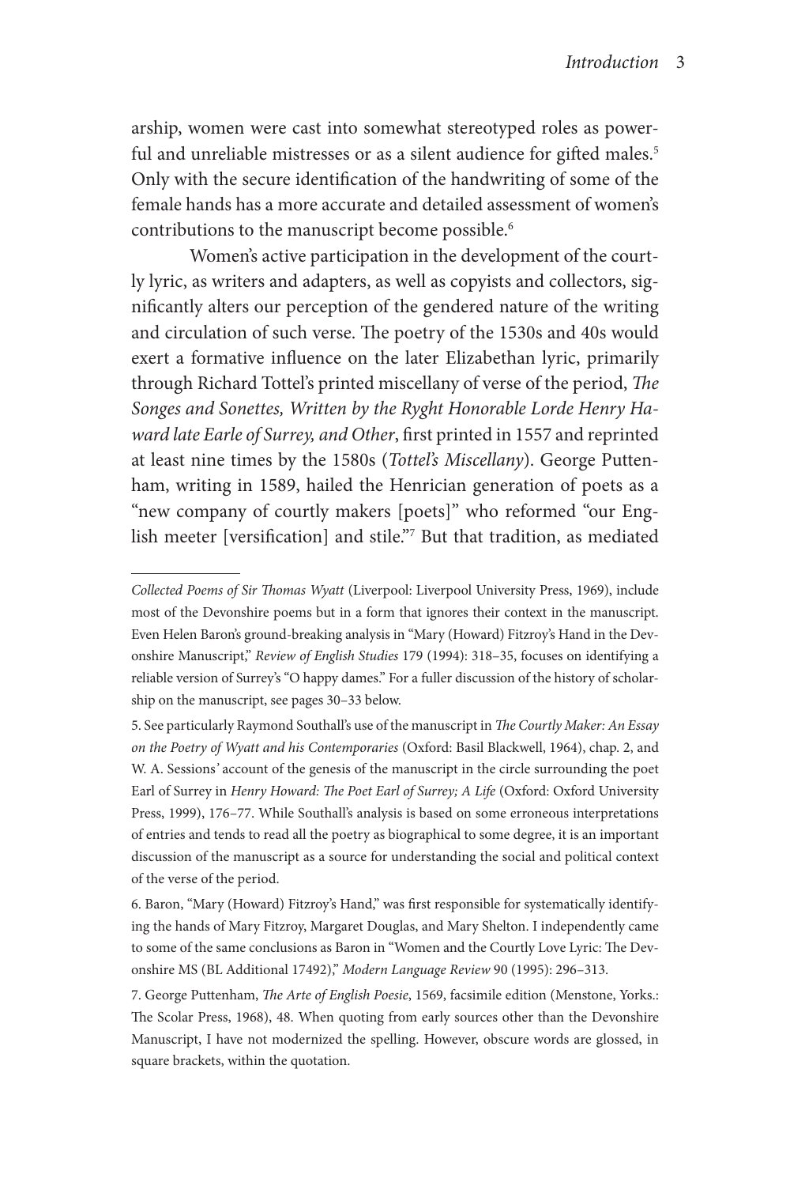arship, women were cast into somewhat stereotyped roles as powerful and unreliable mistresses or as a silent audience for gifted males.[5] Only with the secure identification of the handwriting of some of the female hands has a more accurate and detailed assessment of women's contributions to the manuscript become possible.[6]

Women's active participation in the development of the courtly lyric, as writers and adapters, as well as copyists and collectors, significantly alters our perception of the gendered nature of the writing and circulation of such verse. The poetry of the 1530s and 40s would exert a formative influence on the later Elizabethan lyric, primarily through Richard Tottel's printed miscellany of verse of the period, *The Songes and Sonettes, Written by the Ryght Honorable Lorde Henry Haward late Earle of Surrey, and Other*, first printed in 1557 and reprinted at least nine times by the 1580s (*Tottel's Miscellany*). George Puttenham, writing in 1589, hailed the Henrician generation of poets as a "new company of courtly makers [poets]" who reformed "our English meeter [versification] and stile."[7] But that tradition, as mediated

---

*Collected Poems of Sir Thomas Wyatt* (Liverpool: Liverpool University Press, 1969), include most of the Devonshire poems but in a form that ignores their context in the manuscript. Even Helen Baron's ground-breaking analysis in "Mary (Howard) Fitzroy's Hand in the Devonshire Manuscript," *Review of English Studies* 179 (1994): 318–35, focuses on identifying a reliable version of Surrey's "O happy dames." For a fuller discussion of the history of scholarship on the manuscript, see pages 30–33 below.

5. See particularly Raymond Southall's use of the manuscript in *The Courtly Maker: An Essay on the Poetry of Wyatt and his Contemporaries* (Oxford: Basil Blackwell, 1964), chap. 2, and W. A. Sessions' account of the genesis of the manuscript in the circle surrounding the poet Earl of Surrey in *Henry Howard: The Poet Earl of Surrey; A Life* (Oxford: Oxford University Press, 1999), 176–77. While Southall's analysis is based on some erroneous interpretations of entries and tends to read all the poetry as biographical to some degree, it is an important discussion of the manuscript as a source for understanding the social and political context of the verse of the period.

6. Baron, "Mary (Howard) Fitzroy's Hand," was first responsible for systematically identifying the hands of Mary Fitzroy, Margaret Douglas, and Mary Shelton. I independently came to some of the same conclusions as Baron in "Women and the Courtly Love Lyric: The Devonshire MS (BL Additional 17492)," *Modern Language Review* 90 (1995): 296–313.

7. George Puttenham, *The Arte of English Poesie*, 1569, facsimile edition (Menstone, Yorks.: The Scolar Press, 1968), 48. When quoting from early sources other than the Devonshire Manuscript, I have not modernized the spelling. However, obscure words are glossed, in square brackets, within the quotation.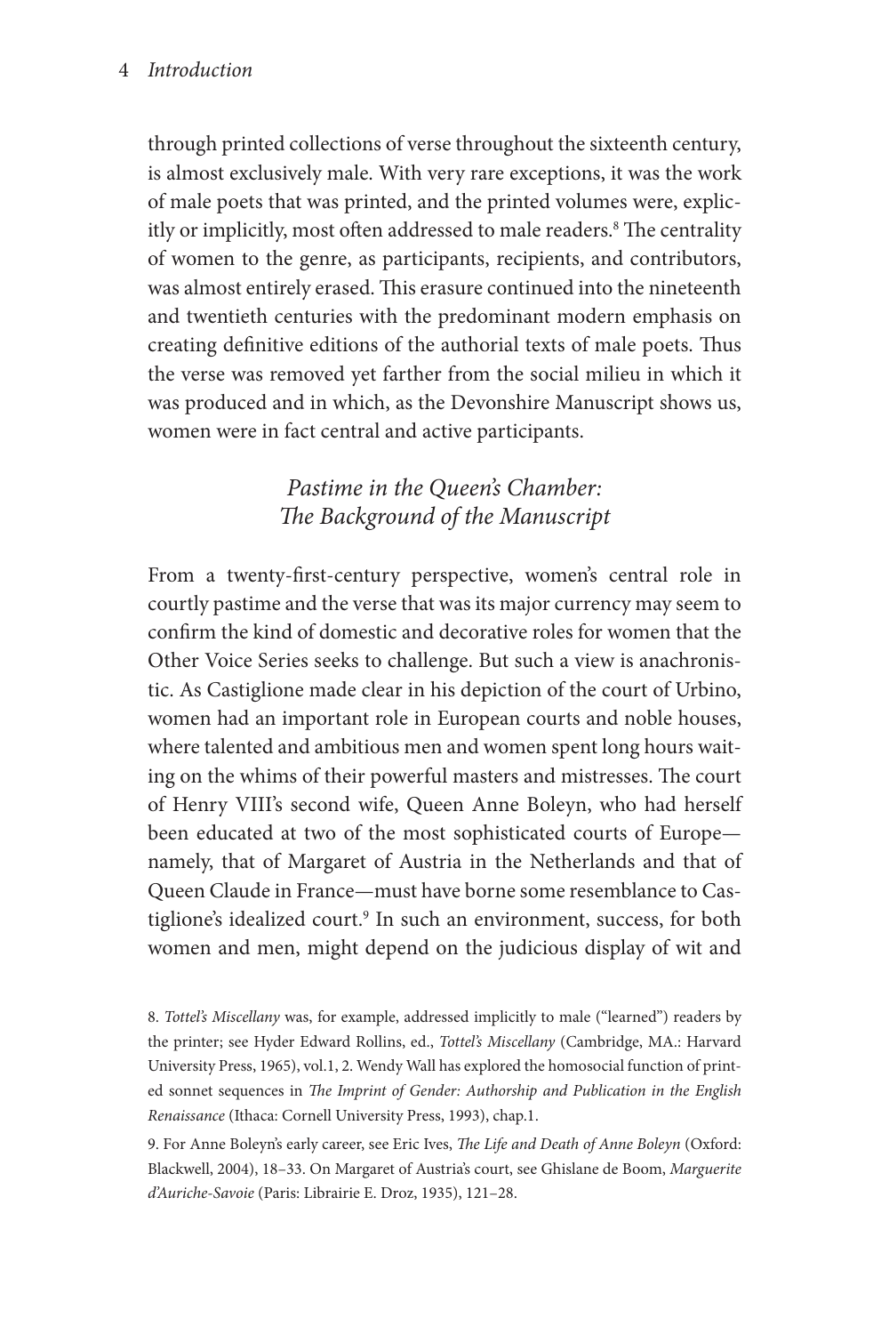through printed collections of verse throughout the sixteenth century, is almost exclusively male. With very rare exceptions, it was the work of male poets that was printed, and the printed volumes were, explicitly or implicitly, most often addressed to male readers.[8] The centrality of women to the genre, as participants, recipients, and contributors, was almost entirely erased. This erasure continued into the nineteenth and twentieth centuries with the predominant modern emphasis on creating definitive editions of the authorial texts of male poets. Thus the verse was removed yet farther from the social milieu in which it was produced and in which, as the Devonshire Manuscript shows us, women were in fact central and active participants.

## *Pastime in the Queen's Chamber: The Background of the Manuscript*

From a twenty-first-century perspective, women's central role in courtly pastime and the verse that was its major currency may seem to confirm the kind of domestic and decorative roles for women that the Other Voice Series seeks to challenge. But such a view is anachronistic. As Castiglione made clear in his depiction of the court of Urbino, women had an important role in European courts and noble houses, where talented and ambitious men and women spent long hours waiting on the whims of their powerful masters and mistresses. The court of Henry VIII's second wife, Queen Anne Boleyn, who had herself been educated at two of the most sophisticated courts of Europe—namely, that of Margaret of Austria in the Netherlands and that of Queen Claude in France—must have borne some resemblance to Castiglione's idealized court.[9] In such an environment, success, for both women and men, might depend on the judicious display of wit and

8. *Tottel's Miscellany* was, for example, addressed implicitly to male ("learned") readers by the printer; see Hyder Edward Rollins, ed., *Tottel's Miscellany* (Cambridge, MA.: Harvard University Press, 1965), vol.1, 2. Wendy Wall has explored the homosocial function of printed sonnet sequences in *The Imprint of Gender: Authorship and Publication in the English Renaissance* (Ithaca: Cornell University Press, 1993), chap.1.

9. For Anne Boleyn's early career, see Eric Ives, *The Life and Death of Anne Boleyn* (Oxford: Blackwell, 2004), 18–33. On Margaret of Austria's court, see Ghislane de Boom, *Marguerite d'Auriche-Savoie* (Paris: Librairie E. Droz, 1935), 121–28.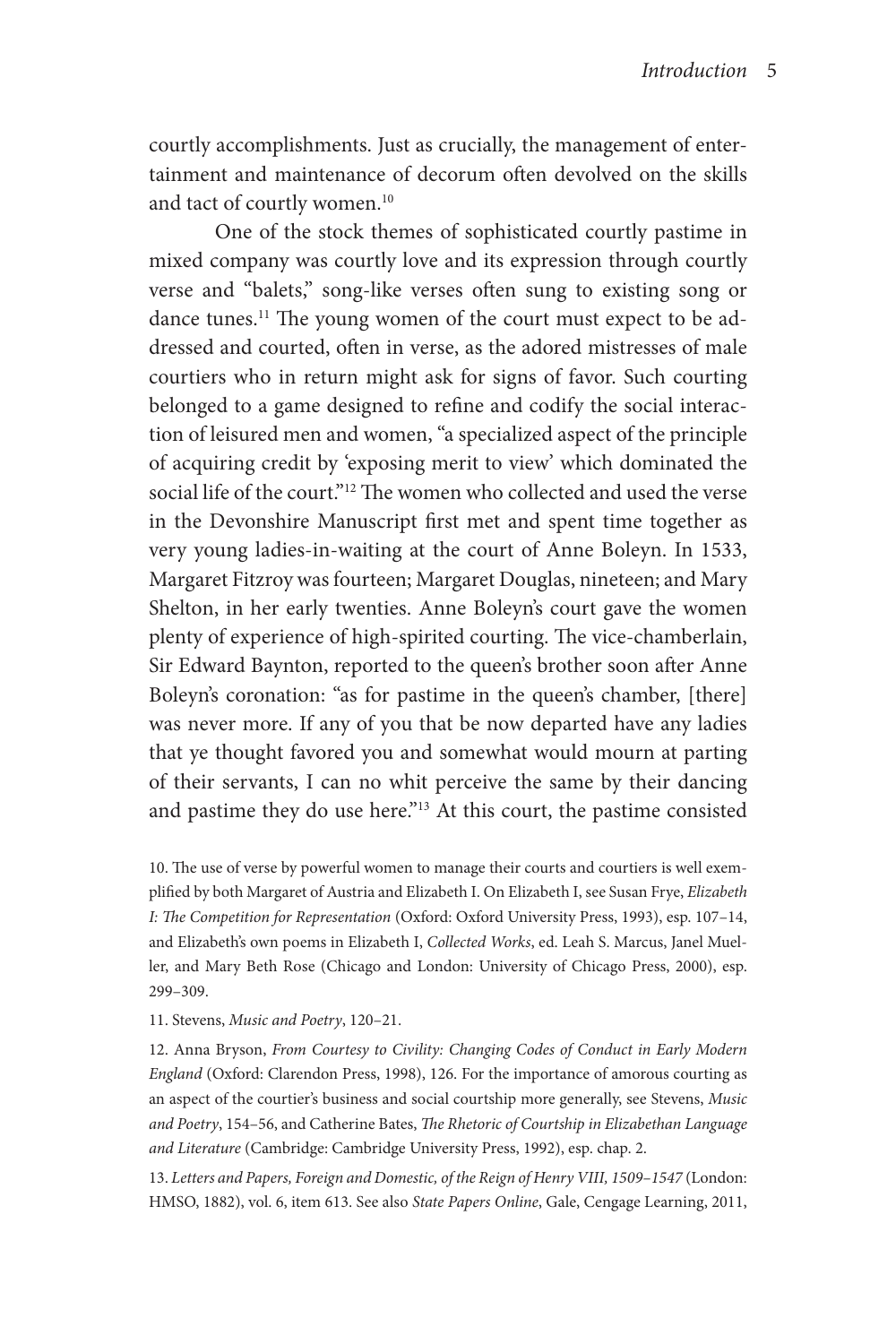courtly accomplishments. Just as crucially, the management of entertainment and maintenance of decorum often devolved on the skills and tact of courtly women.[10]

One of the stock themes of sophisticated courtly pastime in mixed company was courtly love and its expression through courtly verse and "balets," song-like verses often sung to existing song or dance tunes.[11] The young women of the court must expect to be addressed and courted, often in verse, as the adored mistresses of male courtiers who in return might ask for signs of favor. Such courting belonged to a game designed to refine and codify the social interaction of leisured men and women, "a specialized aspect of the principle of acquiring credit by 'exposing merit to view' which dominated the social life of the court."[12] The women who collected and used the verse in the Devonshire Manuscript first met and spent time together as very young ladies-in-waiting at the court of Anne Boleyn. In 1533, Margaret Fitzroy was fourteen; Margaret Douglas, nineteen; and Mary Shelton, in her early twenties. Anne Boleyn's court gave the women plenty of experience of high-spirited courting. The vice-chamberlain, Sir Edward Baynton, reported to the queen's brother soon after Anne Boleyn's coronation: "as for pastime in the queen's chamber, [there] was never more. If any of you that be now departed have any ladies that ye thought favored you and somewhat would mourn at parting of their servants, I can no whit perceive the same by their dancing and pastime they do use here."[13] At this court, the pastime consisted

10. The use of verse by powerful women to manage their courts and courtiers is well exemplified by both Margaret of Austria and Elizabeth I. On Elizabeth I, see Susan Frye, *Elizabeth I: The Competition for Representation* (Oxford: Oxford University Press, 1993), esp. 107–14, and Elizabeth's own poems in Elizabeth I, *Collected Works*, ed. Leah S. Marcus, Janel Mueller, and Mary Beth Rose (Chicago and London: University of Chicago Press, 2000), esp. 299–309.

11. Stevens, *Music and Poetry*, 120–21.

12. Anna Bryson, *From Courtesy to Civility: Changing Codes of Conduct in Early Modern England* (Oxford: Clarendon Press, 1998), 126. For the importance of amorous courting as an aspect of the courtier's business and social courtship more generally, see Stevens, *Music and Poetry*, 154–56, and Catherine Bates, *The Rhetoric of Courtship in Elizabethan Language and Literature* (Cambridge: Cambridge University Press, 1992), esp. chap. 2.

13. *Letters and Papers, Foreign and Domestic, of the Reign of Henry VIII, 1509–1547* (London: HMSO, 1882), vol. 6, item 613. See also *State Papers Online*, Gale, Cengage Learning, 2011,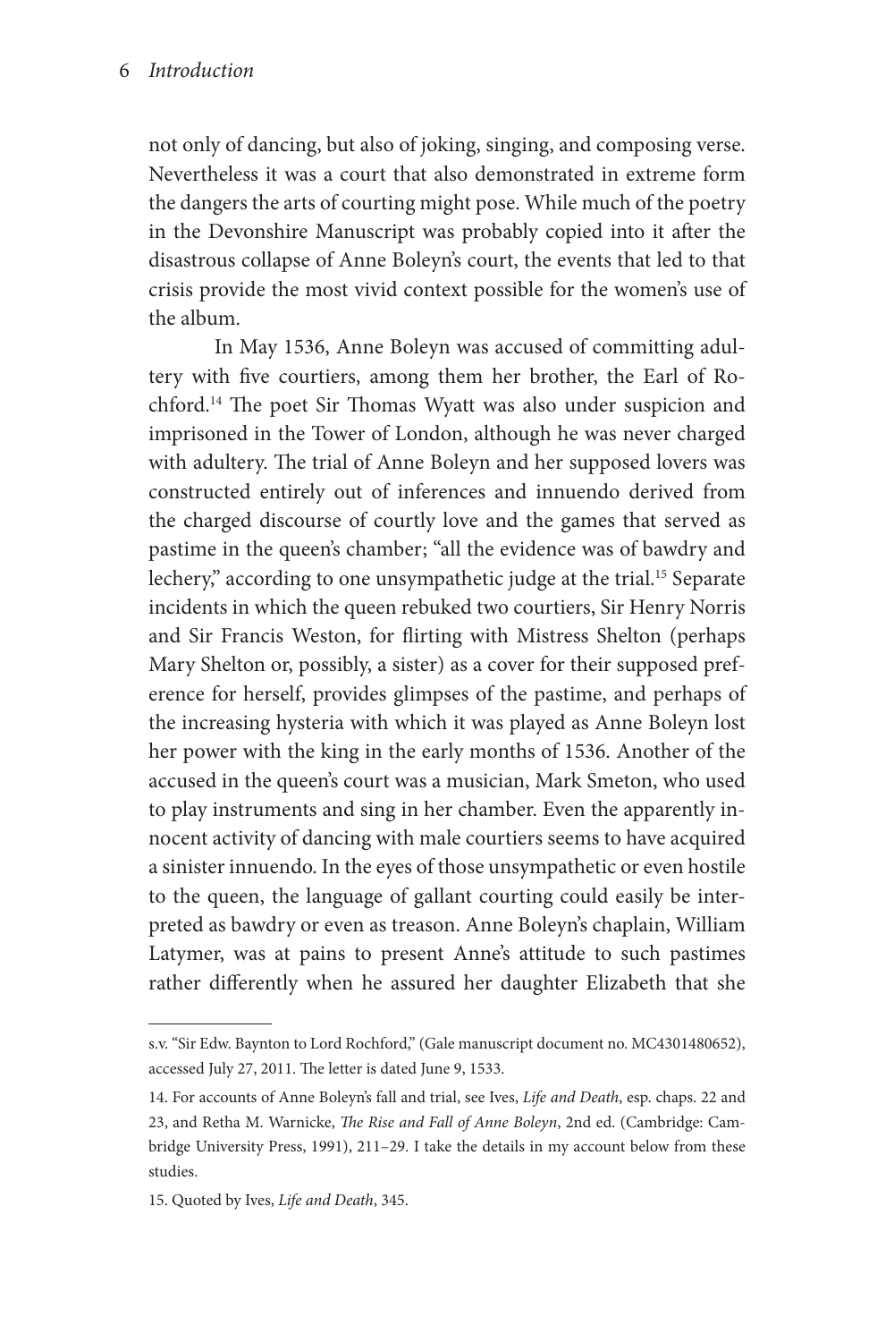not only of dancing, but also of joking, singing, and composing verse. Nevertheless it was a court that also demonstrated in extreme form the dangers the arts of courting might pose. While much of the poetry in the Devonshire Manuscript was probably copied into it after the disastrous collapse of Anne Boleyn's court, the events that led to that crisis provide the most vivid context possible for the women's use of the album.

In May 1536, Anne Boleyn was accused of committing adultery with five courtiers, among them her brother, the Earl of Rochford.[14] The poet Sir Thomas Wyatt was also under suspicion and imprisoned in the Tower of London, although he was never charged with adultery. The trial of Anne Boleyn and her supposed lovers was constructed entirely out of inferences and innuendo derived from the charged discourse of courtly love and the games that served as pastime in the queen's chamber; "all the evidence was of bawdry and lechery," according to one unsympathetic judge at the trial.[15] Separate incidents in which the queen rebuked two courtiers, Sir Henry Norris and Sir Francis Weston, for flirting with Mistress Shelton (perhaps Mary Shelton or, possibly, a sister) as a cover for their supposed preference for herself, provides glimpses of the pastime, and perhaps of the increasing hysteria with which it was played as Anne Boleyn lost her power with the king in the early months of 1536. Another of the accused in the queen's court was a musician, Mark Smeton, who used to play instruments and sing in her chamber. Even the apparently innocent activity of dancing with male courtiers seems to have acquired a sinister innuendo. In the eyes of those unsympathetic or even hostile to the queen, the language of gallant courting could easily be interpreted as bawdry or even as treason. Anne Boleyn's chaplain, William Latymer, was at pains to present Anne's attitude to such pastimes rather differently when he assured her daughter Elizabeth that she

---

s.v. "Sir Edw. Baynton to Lord Rochford," (Gale manuscript document no. MC4301480652), accessed July 27, 2011. The letter is dated June 9, 1533.

14. For accounts of Anne Boleyn's fall and trial, see Ives, *Life and Death*, esp. chaps. 22 and 23, and Retha M. Warnicke, *The Rise and Fall of Anne Boleyn*, 2nd ed. (Cambridge: Cambridge University Press, 1991), 211–29. I take the details in my account below from these studies.

15. Quoted by Ives, *Life and Death*, 345.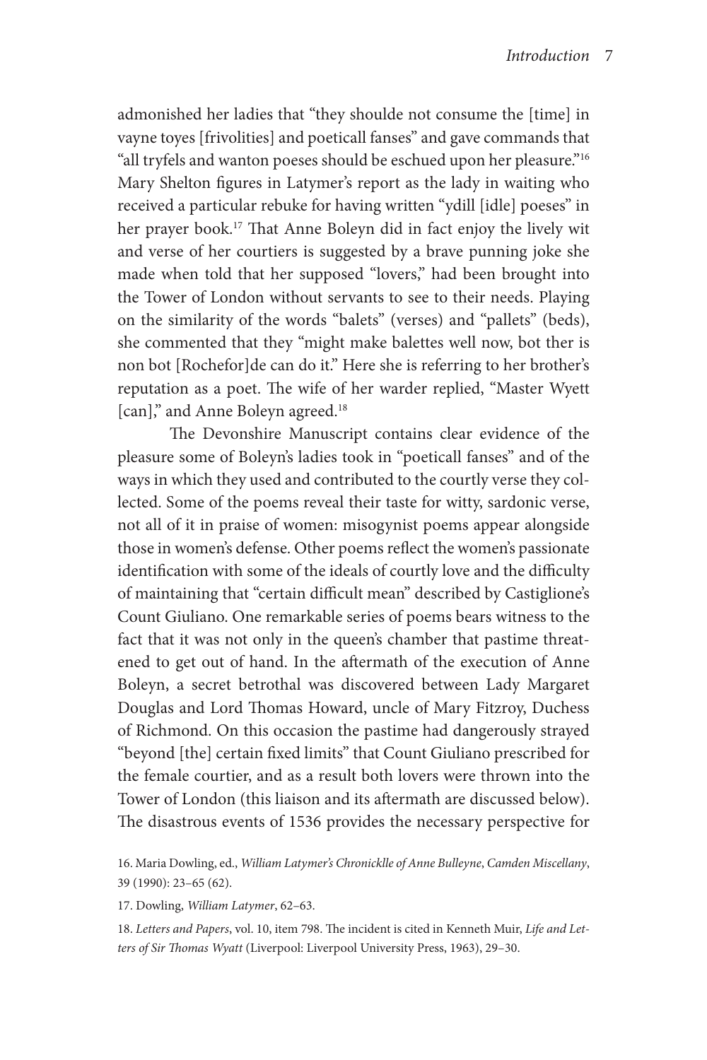admonished her ladies that "they shoulde not consume the [time] in vayne toyes [frivolities] and poeticall fanses" and gave commands that "all tryfels and wanton poeses should be eschued upon her pleasure."[16] Mary Shelton figures in Latymer's report as the lady in waiting who received a particular rebuke for having written "ydill [idle] poeses" in her prayer book.[17] That Anne Boleyn did in fact enjoy the lively wit and verse of her courtiers is suggested by a brave punning joke she made when told that her supposed "lovers," had been brought into the Tower of London without servants to see to their needs. Playing on the similarity of the words "balets" (verses) and "pallets" (beds), she commented that they "might make balettes well now, bot ther is non bot [Rochefor]de can do it." Here she is referring to her brother's reputation as a poet. The wife of her warder replied, "Master Wyett [can]," and Anne Boleyn agreed.[18]

The Devonshire Manuscript contains clear evidence of the pleasure some of Boleyn's ladies took in "poeticall fanses" and of the ways in which they used and contributed to the courtly verse they collected. Some of the poems reveal their taste for witty, sardonic verse, not all of it in praise of women: misogynist poems appear alongside those in women's defense. Other poems reflect the women's passionate identification with some of the ideals of courtly love and the difficulty of maintaining that "certain difficult mean" described by Castiglione's Count Giuliano. One remarkable series of poems bears witness to the fact that it was not only in the queen's chamber that pastime threatened to get out of hand. In the aftermath of the execution of Anne Boleyn, a secret betrothal was discovered between Lady Margaret Douglas and Lord Thomas Howard, uncle of Mary Fitzroy, Duchess of Richmond. On this occasion the pastime had dangerously strayed "beyond [the] certain fixed limits" that Count Giuliano prescribed for the female courtier, and as a result both lovers were thrown into the Tower of London (this liaison and its aftermath are discussed below). The disastrous events of 1536 provides the necessary perspective for

16. Maria Dowling, ed., *William Latymer's Chronicklle of Anne Bulleyne*, *Camden Miscellany*, 39 (1990): 23–65 (62).

17. Dowling, *William Latymer*, 62–63.

18. *Letters and Papers*, vol. 10, item 798. The incident is cited in Kenneth Muir, *Life and Letters of Sir Thomas Wyatt* (Liverpool: Liverpool University Press, 1963), 29–30.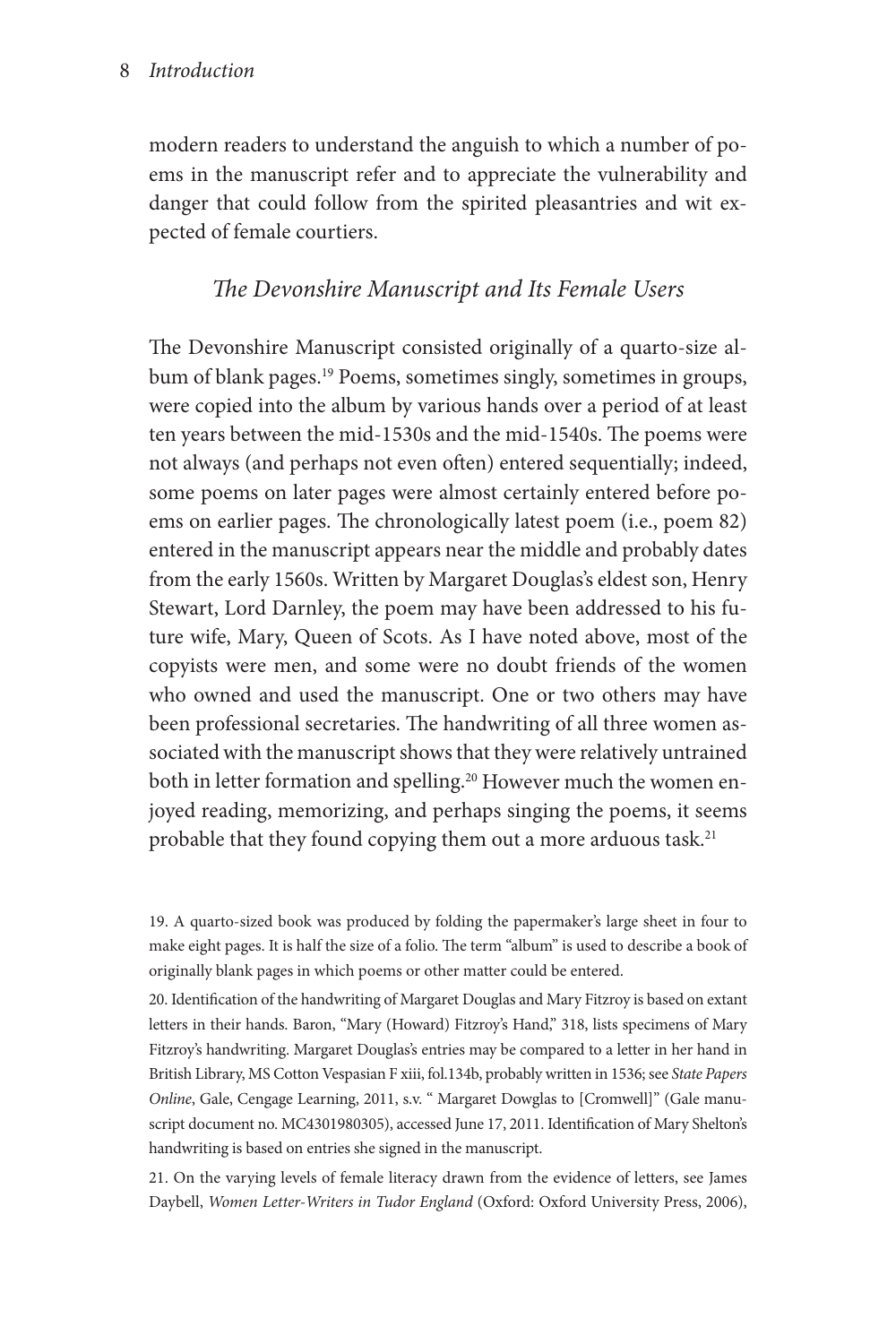modern readers to understand the anguish to which a number of poems in the manuscript refer and to appreciate the vulnerability and danger that could follow from the spirited pleasantries and wit expected of female courtiers.

## *The Devonshire Manuscript and Its Female Users*

The Devonshire Manuscript consisted originally of a quarto-size album of blank pages.[19] Poems, sometimes singly, sometimes in groups, were copied into the album by various hands over a period of at least ten years between the mid-1530s and the mid-1540s. The poems were not always (and perhaps not even often) entered sequentially; indeed, some poems on later pages were almost certainly entered before poems on earlier pages. The chronologically latest poem (i.e., poem 82) entered in the manuscript appears near the middle and probably dates from the early 1560s. Written by Margaret Douglas's eldest son, Henry Stewart, Lord Darnley, the poem may have been addressed to his future wife, Mary, Queen of Scots. As I have noted above, most of the copyists were men, and some were no doubt friends of the women who owned and used the manuscript. One or two others may have been professional secretaries. The handwriting of all three women associated with the manuscript shows that they were relatively untrained both in letter formation and spelling.[20] However much the women enjoyed reading, memorizing, and perhaps singing the poems, it seems probable that they found copying them out a more arduous task.[21]

19. A quarto-sized book was produced by folding the papermaker's large sheet in four to make eight pages. It is half the size of a folio. The term "album" is used to describe a book of originally blank pages in which poems or other matter could be entered.

20. Identification of the handwriting of Margaret Douglas and Mary Fitzroy is based on extant letters in their hands. Baron, "Mary (Howard) Fitzroy's Hand," 318, lists specimens of Mary Fitzroy's handwriting. Margaret Douglas's entries may be compared to a letter in her hand in British Library, MS Cotton Vespasian F xiii, fol.134b, probably written in 1536; see *State Papers Online*, Gale, Cengage Learning, 2011, s.v. " Margaret Dowglas to [Cromwell]" (Gale manuscript document no. MC4301980305), accessed June 17, 2011. Identification of Mary Shelton's handwriting is based on entries she signed in the manuscript.

21. On the varying levels of female literacy drawn from the evidence of letters, see James Daybell, *Women Letter-Writers in Tudor England* (Oxford: Oxford University Press, 2006),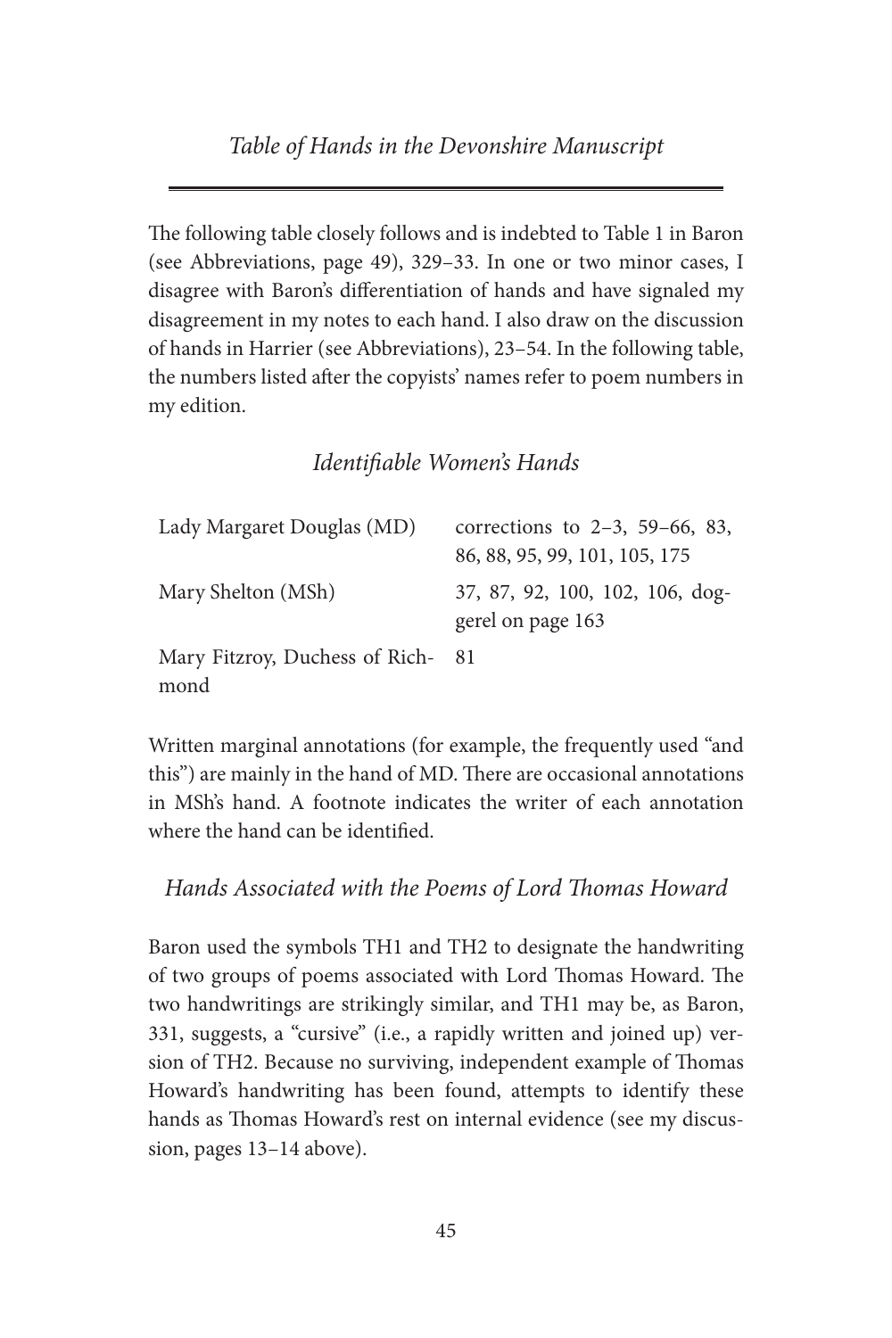## *Table of Hands in the Devonshire Manuscript*

The following table closely follows and is indebted to Table 1 in Baron (see Abbreviations, page 49), 329–33. In one or two minor cases, I disagree with Baron's differentiation of hands and have signaled my disagreement in my notes to each hand. I also draw on the discussion of hands in Harrier (see Abbreviations), 23–54. In the following table, the numbers listed after the copyists' names refer to poem numbers in my edition.

### *Identifiable Women's Hands*

| | |
|---|---|
| Lady Margaret Douglas (MD) | corrections to 2–3, 59–66, 83, 86, 88, 95, 99, 101, 105, 175 |
| Mary Shelton (MSh) | 37, 87, 92, 100, 102, 106, doggerel on page 163 |
| Mary Fitzroy, Duchess of Richmond | 81 |

Written marginal annotations (for example, the frequently used "and this") are mainly in the hand of MD. There are occasional annotations in MSh's hand. A footnote indicates the writer of each annotation where the hand can be identified.

### *Hands Associated with the Poems of Lord Thomas Howard*

Baron used the symbols TH1 and TH2 to designate the handwriting of two groups of poems associated with Lord Thomas Howard. The two handwritings are strikingly similar, and TH1 may be, as Baron, 331, suggests, a "cursive" (i.e., a rapidly written and joined up) version of TH2. Because no surviving, independent example of Thomas Howard's handwriting has been found, attempts to identify these hands as Thomas Howard's rest on internal evidence (see my discussion, pages 13–14 above).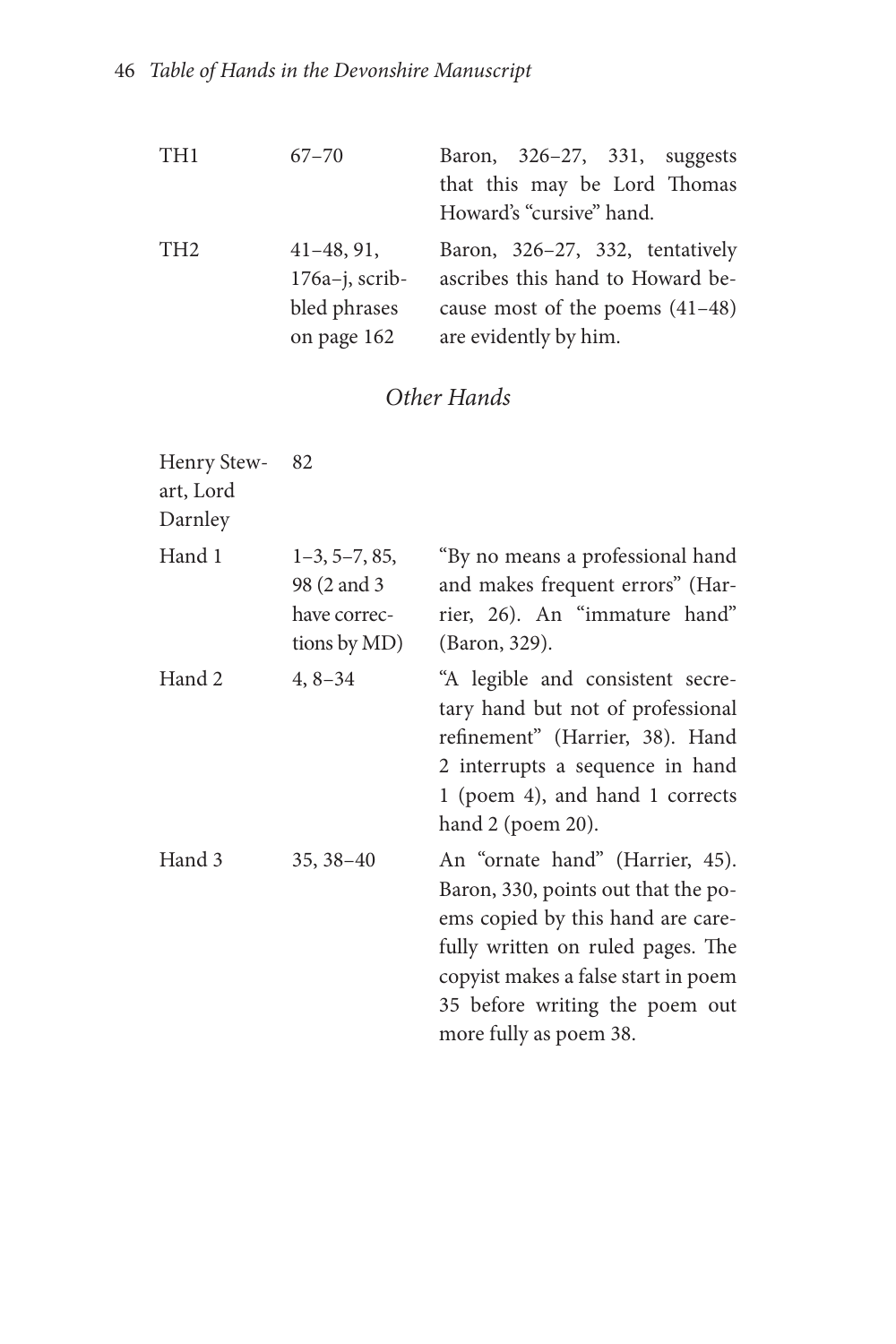| | | |
|---|---|---|
| TH1 | 67–70 | Baron, 326–27, 331, suggests that this may be Lord Thomas Howard's "cursive" hand. |
| TH2 | 41–48, 91, 176a–j, scribbled phrases on page 162 | Baron, 326–27, 332, tentatively ascribes this hand to Howard because most of the poems (41–48) are evidently by him. |

## *Other Hands*

| | | |
|---|---|---|
| Henry Stewart, Lord Darnley | 82 | |
| Hand 1 | 1–3, 5–7, 85, 98 (2 and 3 have corrections by MD) | "By no means a professional hand and makes frequent errors" (Harrier, 26). An "immature hand" (Baron, 329). |
| Hand 2 | 4, 8–34 | "A legible and consistent secretary hand but not of professional refinement" (Harrier, 38). Hand 2 interrupts a sequence in hand 1 (poem 4), and hand 1 corrects hand 2 (poem 20). |
| Hand 3 | 35, 38–40 | An "ornate hand" (Harrier, 45). Baron, 330, points out that the poems copied by this hand are carefully written on ruled pages. The copyist makes a false start in poem 35 before writing the poem out more fully as poem 38. |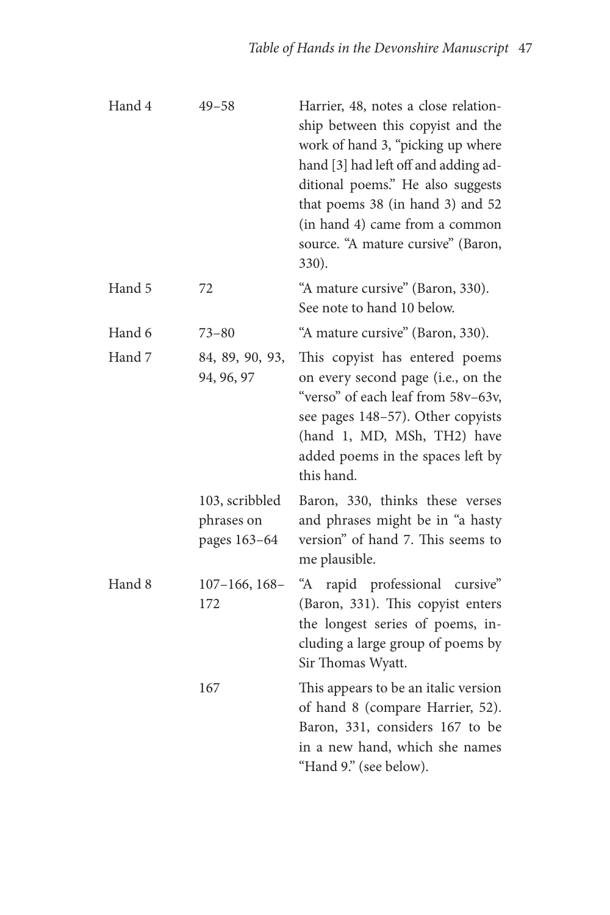| | | |
|---|---|---|
| Hand 4 | 49–58 | Harrier, 48, notes a close relationship between this copyist and the work of hand 3, "picking up where hand [3] had left off and adding additional poems." He also suggests that poems 38 (in hand 3) and 52 (in hand 4) came from a common source. "A mature cursive" (Baron, 330). |
| Hand 5 | 72 | "A mature cursive" (Baron, 330). See note to hand 10 below. |
| Hand 6 | 73–80 | "A mature cursive" (Baron, 330). |
| Hand 7 | 84, 89, 90, 93, 94, 96, 97 | This copyist has entered poems on every second page (i.e., on the "verso" of each leaf from 58v–63v, see pages 148–57). Other copyists (hand 1, MD, MSh, TH2) have added poems in the spaces left by this hand. |
| | 103, scribbled phrases on pages 163–64 | Baron, 330, thinks these verses and phrases might be in "a hasty version" of hand 7. This seems to me plausible. |
| Hand 8 | 107–166, 168–172 | "A rapid professional cursive" (Baron, 331). This copyist enters the longest series of poems, including a large group of poems by Sir Thomas Wyatt. |
| | 167 | This appears to be an italic version of hand 8 (compare Harrier, 52). Baron, 331, considers 167 to be in a new hand, which she names "Hand 9." (see below). |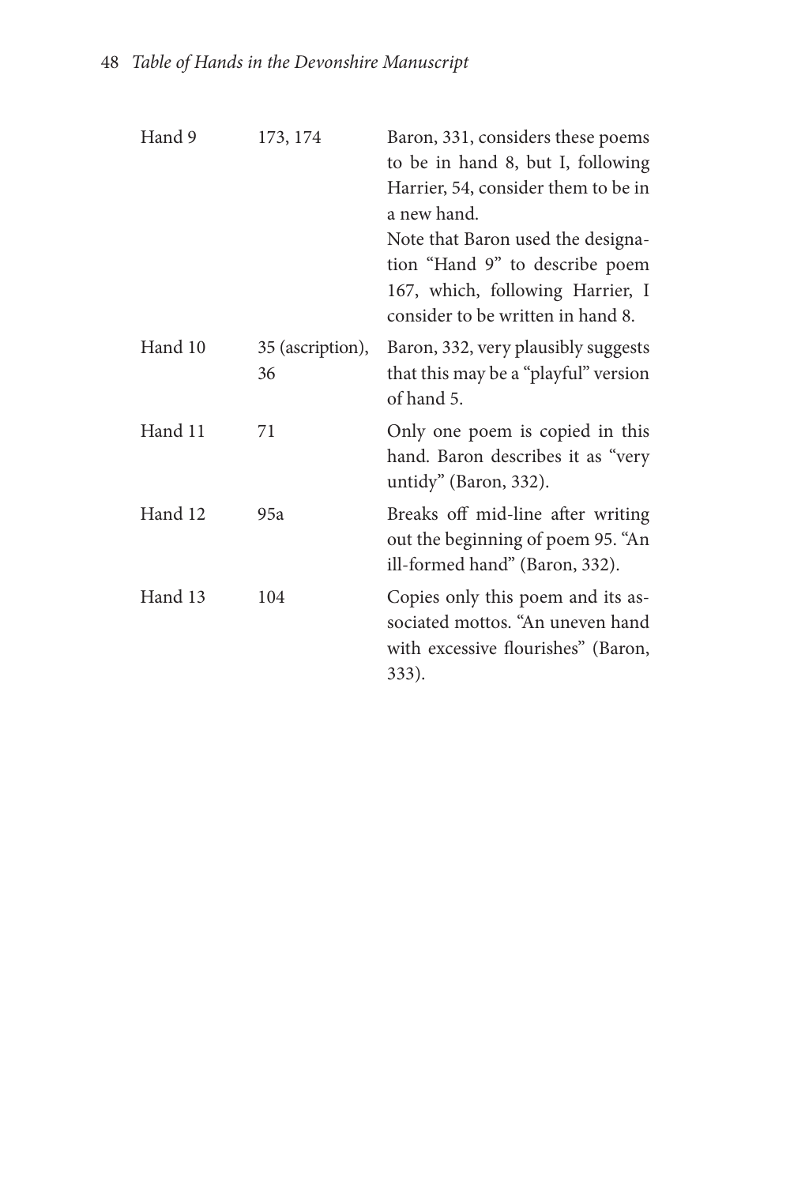| | | |
|---|---|---|
| Hand 9 | 173, 174 | Baron, 331, considers these poems to be in hand 8, but I, following Harrier, 54, consider them to be in a new hand. Note that Baron used the designation "Hand 9" to describe poem 167, which, following Harrier, I consider to be written in hand 8. |
| Hand 10 | 35 (ascription), 36 | Baron, 332, very plausibly suggests that this may be a "playful" version of hand 5. |
| Hand 11 | 71 | Only one poem is copied in this hand. Baron describes it as "very untidy" (Baron, 332). |
| Hand 12 | 95a | Breaks off mid-line after writing out the beginning of poem 95. "An ill-formed hand" (Baron, 332). |
| Hand 13 | 104 | Copies only this poem and its associated mottos. "An uneven hand with excessive flourishes" (Baron, 333). |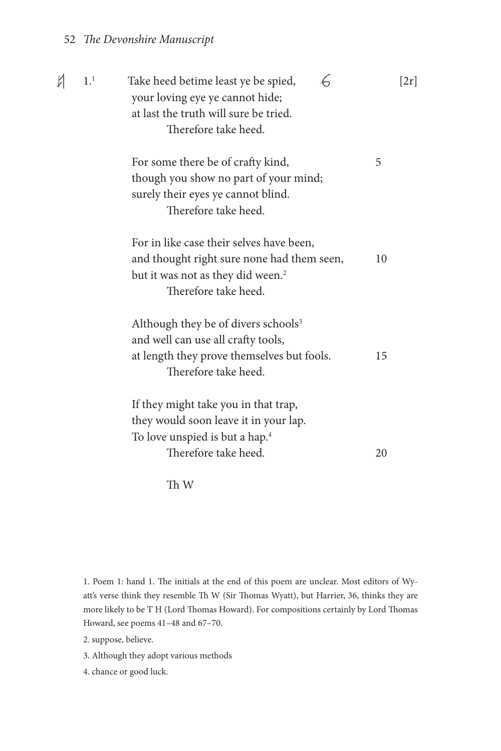1.[1] Take heed betime least ye be spied, [2r]
your loving eye ye cannot hide;
at last the truth will sure be tried.
  Therefore take heed.

For some there be of crafty kind, 5
though you show no part of your mind;
surely their eyes ye cannot blind.
  Therefore take heed.

For in like case their selves have been,
and thought right sure none had them seen, 10
but it was not as they did ween.[2]
  Therefore take heed.

Although they be of divers schools[3]
and well can use all crafty tools,
at length they prove themselves but fools. 15
  Therefore take heed.

If they might take you in that trap,
they would soon leave it in your lap.
To love unspied is but a hap.[4]
  Therefore take heed. 20

  Th W

1. Poem 1: hand 1. The initials at the end of this poem are unclear. Most editors of Wyatt's verse think they resemble Th W (Sir Thomas Wyatt), but Harrier, 36, thinks they are more likely to be T H (Lord Thomas Howard). For compositions certainly by Lord Thomas Howard, see poems 41–48 and 67–70.

2. suppose, believe.

3. Although they adopt various methods

4. chance or good luck.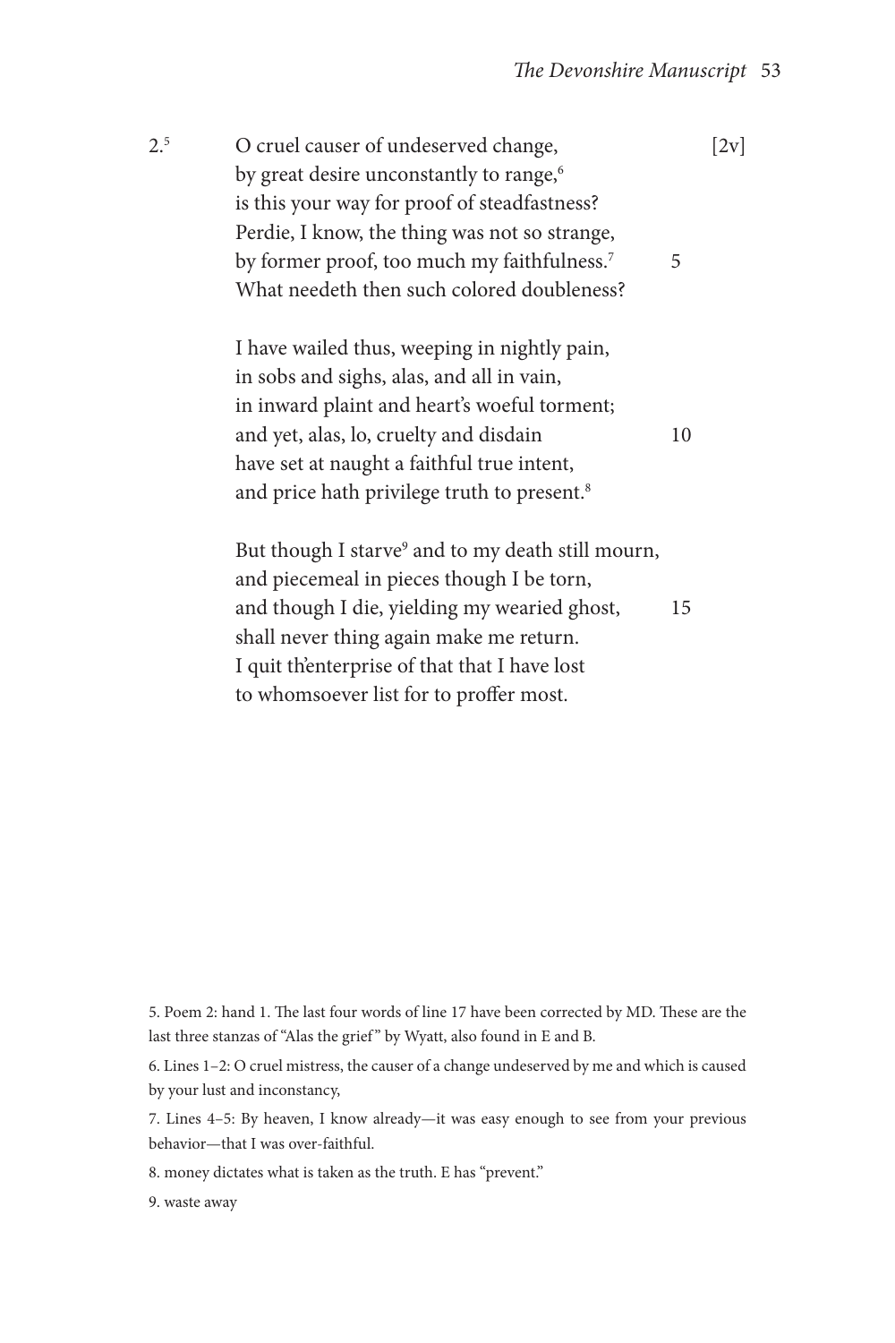2.[5] O cruel causer of undeserved change, [2v]
by great desire unconstantly to range,[6]
is this your way for proof of steadfastness?
Perdie, I know, the thing was not so strange,
by former proof, too much my faithfulness.[7] 5
What needeth then such colored doubleness?

I have wailed thus, weeping in nightly pain,
in sobs and sighs, alas, and all in vain,
in inward plaint and heart's woeful torment;
and yet, alas, lo, cruelty and disdain 10
have set at naught a faithful true intent,
and price hath privilege truth to present.[8]

But though I starve[9] and to my death still mourn,
and piecemeal in pieces though I be torn,
and though I die, yielding my wearied ghost, 15
shall never thing again make me return.
I quit th'enterprise of that that I have lost
to whomsoever list for to proffer most.

5. Poem 2: hand 1. The last four words of line 17 have been corrected by MD. These are the last three stanzas of "Alas the grief" by Wyatt, also found in E and B.

6. Lines 1–2: O cruel mistress, the causer of a change undeserved by me and which is caused by your lust and inconstancy,

7. Lines 4–5: By heaven, I know already—it was easy enough to see from your previous behavior—that I was over-faithful.

8. money dictates what is taken as the truth. E has "prevent."

9. waste away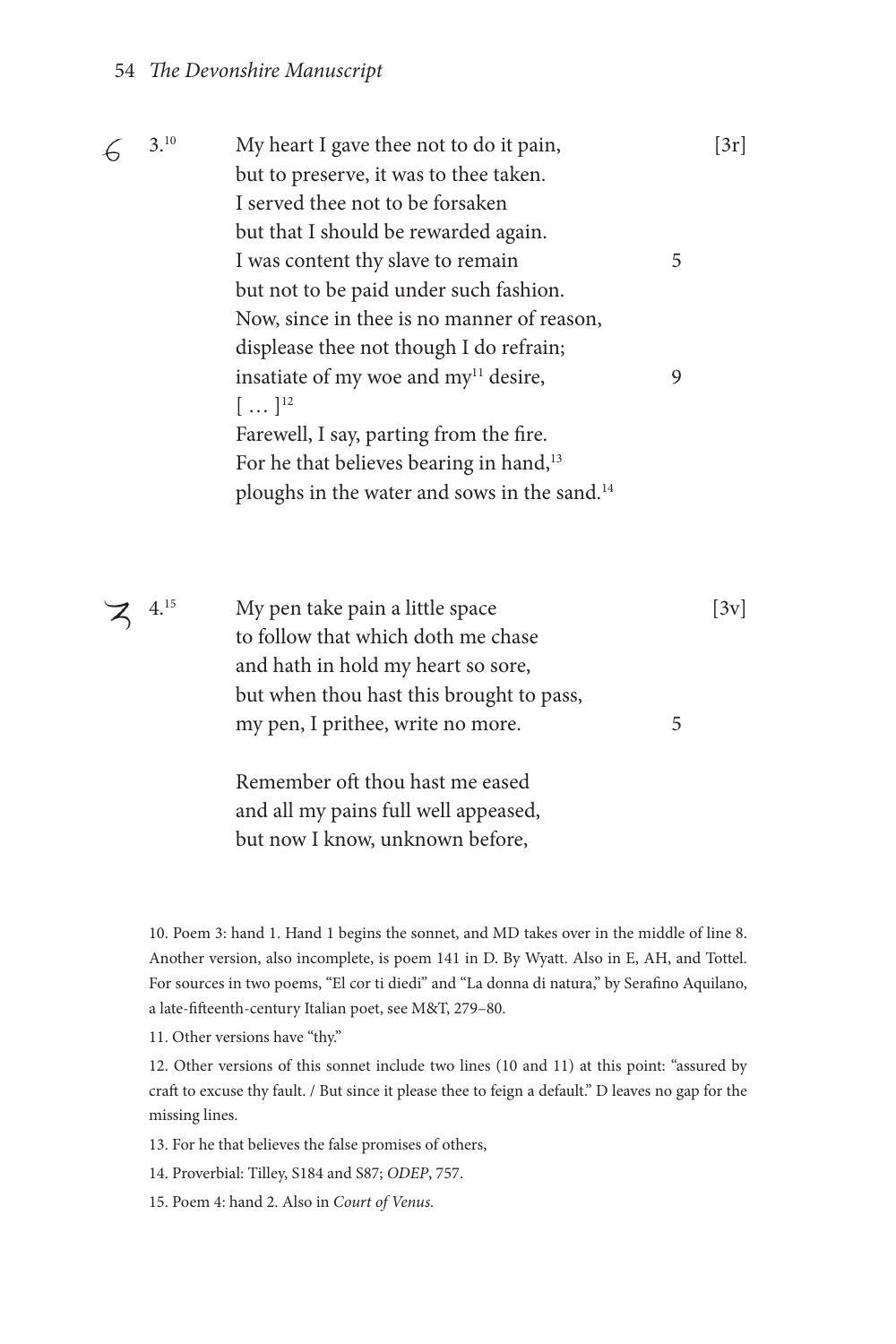3.[10]

My heart I gave thee not to do it pain, [3r]
but to preserve, it was to thee taken.
I served thee not to be forsaken
but that I should be rewarded again.
I was content thy slave to remain 5
but not to be paid under such fashion.
Now, since in thee is no manner of reason,
displease thee not though I do refrain;
insatiate of my woe and my[11] desire, 9
[ … ][12]
Farewell, I say, parting from the fire.
For he that believes bearing in hand,[13]
ploughs in the water and sows in the sand.[14]

4.[15]

My pen take pain a little space [3v]
to follow that which doth me chase
and hath in hold my heart so sore,
but when thou hast this brought to pass,
my pen, I prithee, write no more. 5

Remember oft thou hast me eased
and all my pains full well appeased,
but now I know, unknown before,

10. Poem 3: hand 1. Hand 1 begins the sonnet, and MD takes over in the middle of line 8. Another version, also incomplete, is poem 141 in D. By Wyatt. Also in E, AH, and Tottel. For sources in two poems, "El cor ti diedi" and "La donna di natura," by Serafino Aquilano, a late-fifteenth-century Italian poet, see M&T, 279–80.

11. Other versions have "thy."

12. Other versions of this sonnet include two lines (10 and 11) at this point: "assured by craft to excuse thy fault. / But since it please thee to feign a default." D leaves no gap for the missing lines.

13. For he that believes the false promises of others,

14. Proverbial: Tilley, S184 and S87; *ODEP*, 757.

15. Poem 4: hand 2. Also in *Court of Venus*.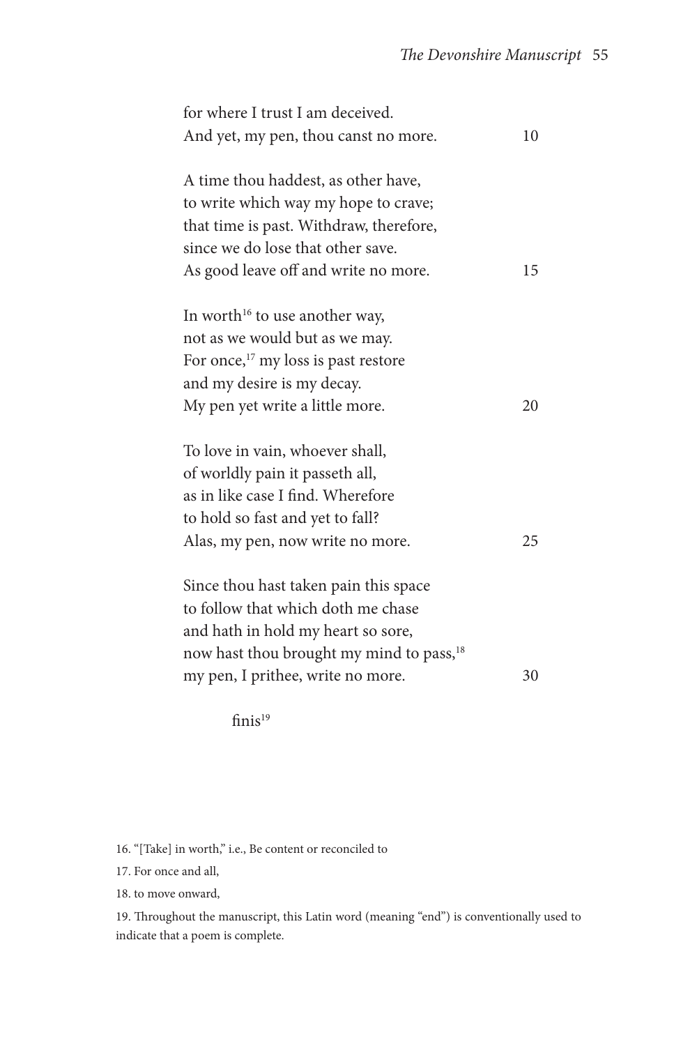for where I trust I am deceived.
And yet, my pen, thou canst no more. 10

A time thou haddest, as other have,
to write which way my hope to crave;
that time is past. Withdraw, therefore,
since we do lose that other save.
As good leave off and write no more. 15

In worth[16] to use another way,
not as we would but as we may.
For once,[17] my loss is past restore
and my desire is my decay.
My pen yet write a little more. 20

To love in vain, whoever shall,
of worldly pain it passeth all,
as in like case I find. Wherefore
to hold so fast and yet to fall?
Alas, my pen, now write no more. 25

Since thou hast taken pain this space
to follow that which doth me chase
and hath in hold my heart so sore,
now hast thou brought my mind to pass,[18]
my pen, I prithee, write no more. 30

finis[19]

16. "[Take] in worth," i.e., Be content or reconciled to

17. For once and all,

18. to move onward,

19. Throughout the manuscript, this Latin word (meaning "end") is conventionally used to indicate that a poem is complete.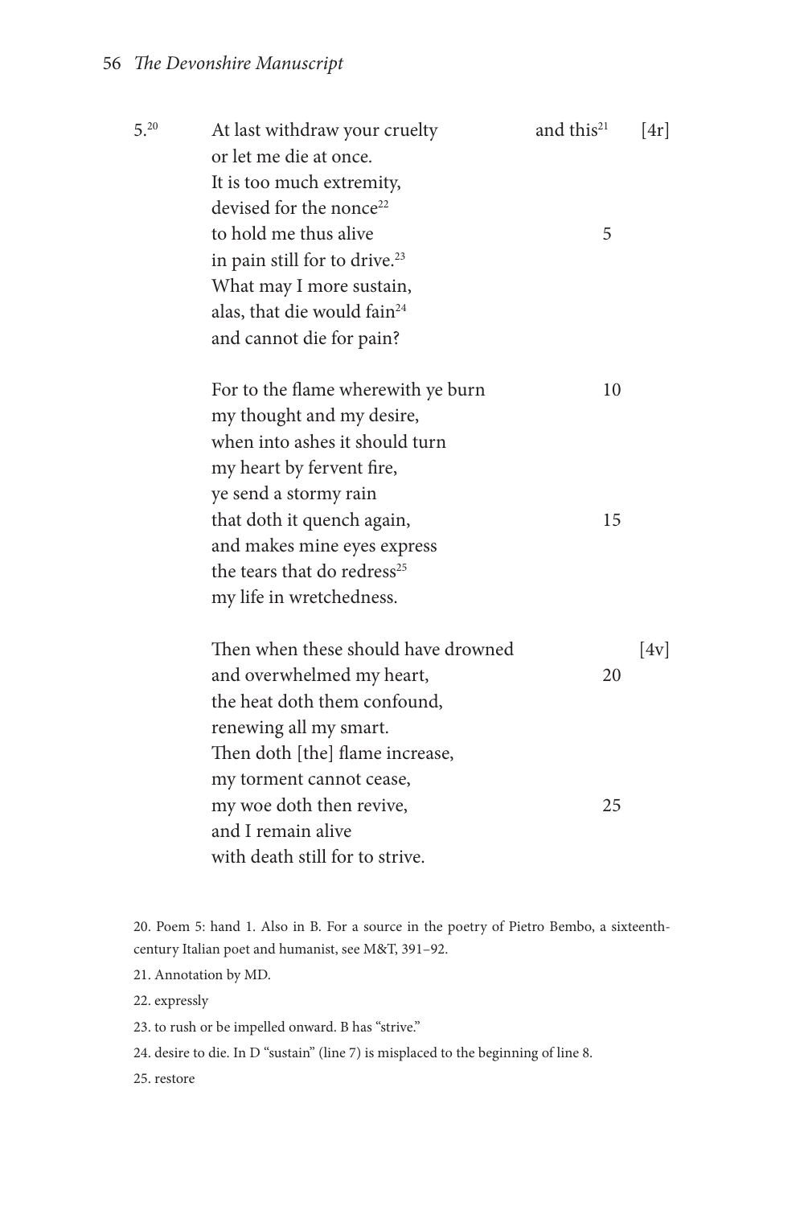5.[20] At last withdraw your cruelty  and this[21]  [4r]
or let me die at once.
It is too much extremity,
devised for the nonce[22]
to hold me thus alive  5
in pain still for to drive.[23]
What may I more sustain,
alas, that die would fain[24]
and cannot die for pain?

For to the flame wherewith ye burn  10
my thought and my desire,
when into ashes it should turn
my heart by fervent fire,
ye send a stormy rain
that doth it quench again,  15
and makes mine eyes express
the tears that do redress[25]
my life in wretchedness.

Then when these should have drowned  [4v]
and overwhelmed my heart,  20
the heat doth them confound,
renewing all my smart.
Then doth [the] flame increase,
my torment cannot cease,
my woe doth then revive,  25
and I remain alive
with death still for to strive.

20. Poem 5: hand 1. Also in B. For a source in the poetry of Pietro Bembo, a sixteenth-century Italian poet and humanist, see M&T, 391–92.

21. Annotation by MD.

22. expressly

23. to rush or be impelled onward. B has "strive."

24. desire to die. In D "sustain" (line 7) is misplaced to the beginning of line 8.

25. restore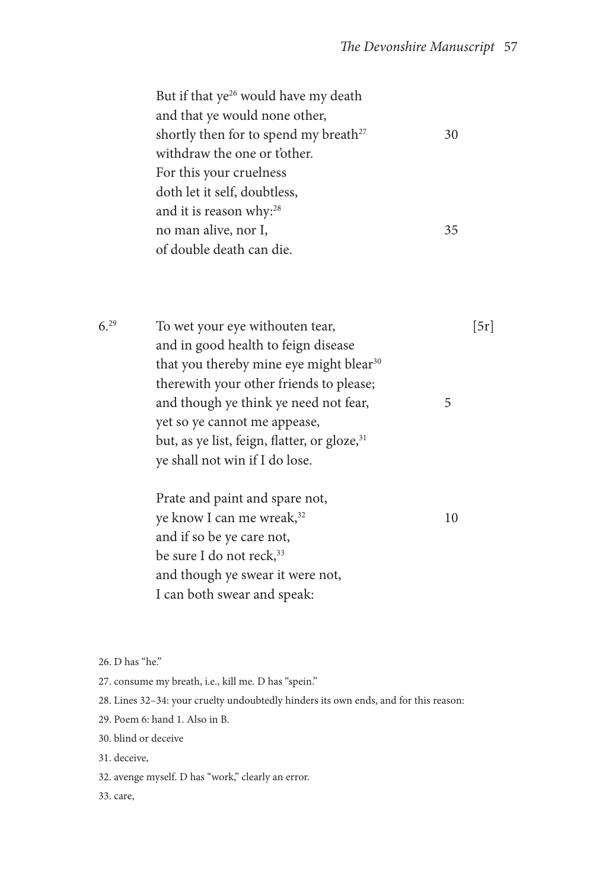But if that ye[26] would have my death
and that ye would none other,
shortly then for to spend my breath[27] 30
withdraw the one or t'other.
For this your cruelness
doth let it self, doubtless,
and it is reason why:[28]
no man alive, nor I, 35
of double death can die.

6.[29] To wet your eye withouten tear, [5r]
and in good health to feign disease
that you thereby mine eye might blear[30]
therewith your other friends to please;
and though ye think ye need not fear, 5
yet so ye cannot me appease,
but, as ye list, feign, flatter, or gloze,[31]
ye shall not win if I do lose.

Prate and paint and spare not,
ye know I can me wreak,[32] 10
and if so be ye care not,
be sure I do not reck,[33]
and though ye swear it were not,
I can both swear and speak:

26. D has "he."

27. consume my breath, i.e., kill me. D has "spein."

28. Lines 32–34: your cruelty undoubtedly hinders its own ends, and for this reason:

29. Poem 6: hand 1. Also in B.

30. blind or deceive

31. deceive,

32. avenge myself. D has "work," clearly an error.

33. care,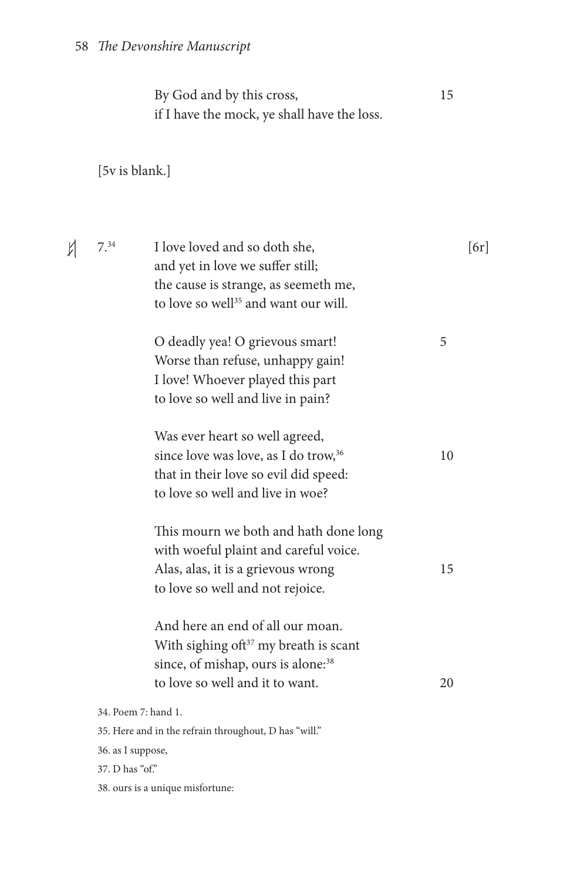By God and by this cross,  15
if I have the mock, ye shall have the loss.

[5v is blank.]

7.[34]  I love loved and so doth she,  [6r]
and yet in love we suffer still;
the cause is strange, as seemeth me,
to love so well[35] and want our will.

O deadly yea! O grievous smart!  5
Worse than refuse, unhappy gain!
I love! Whoever played this part
to love so well and live in pain?

Was ever heart so well agreed,
since love was love, as I do trow,[36]  10
that in their love so evil did speed:
to love so well and live in woe?

This mourn we both and hath done long
with woeful plaint and careful voice.
Alas, alas, it is a grievous wrong  15
to love so well and not rejoice.

And here an end of all our moan.
With sighing oft[37] my breath is scant
since, of mishap, ours is alone:[38]
to love so well and it to want.  20

34. Poem 7: hand 1.

35. Here and in the refrain throughout, D has "will."

36. as I suppose,

37. D has "of."

38. ours is a unique misfortune: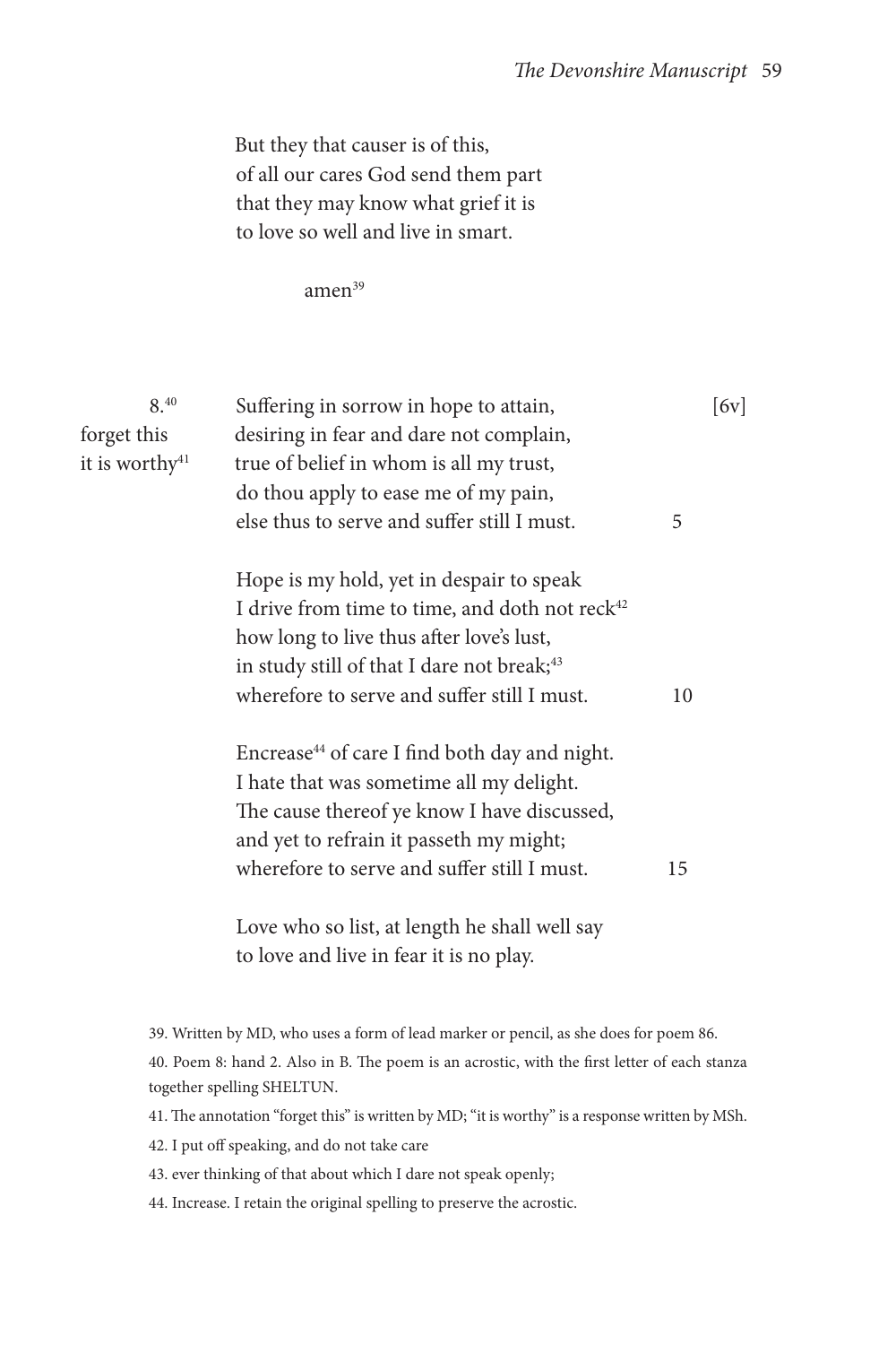But they that causer is of this,  
of all our cares God send them part  
that they may know what grief it is  
to love so well and live in smart.

amen[39]

8.[40] forget this it is worthy[41]

Suffering in sorrow in hope to attain, [6v]  
desiring in fear and dare not complain,  
true of belief in whom is all my trust,  
do thou apply to ease me of my pain,  
else thus to serve and suffer still I must. 5

Hope is my hold, yet in despair to speak  
I drive from time to time, and doth not reck[42]  
how long to live thus after love's lust,  
in study still of that I dare not break;[43]  
wherefore to serve and suffer still I must. 10

Encrease[44] of care I find both day and night.  
I hate that was sometime all my delight.  
The cause thereof ye know I have discussed,  
and yet to refrain it passeth my might;  
wherefore to serve and suffer still I must. 15

Love who so list, at length he shall well say  
to love and live in fear it is no play.

39. Written by MD, who uses a form of lead marker or pencil, as she does for poem 86.

40. Poem 8: hand 2. Also in B. The poem is an acrostic, with the first letter of each stanza together spelling SHELTUN.

41. The annotation "forget this" is written by MD; "it is worthy" is a response written by MSh.

42. I put off speaking, and do not take care

43. ever thinking of that about which I dare not speak openly;

44. Increase. I retain the original spelling to preserve the acrostic.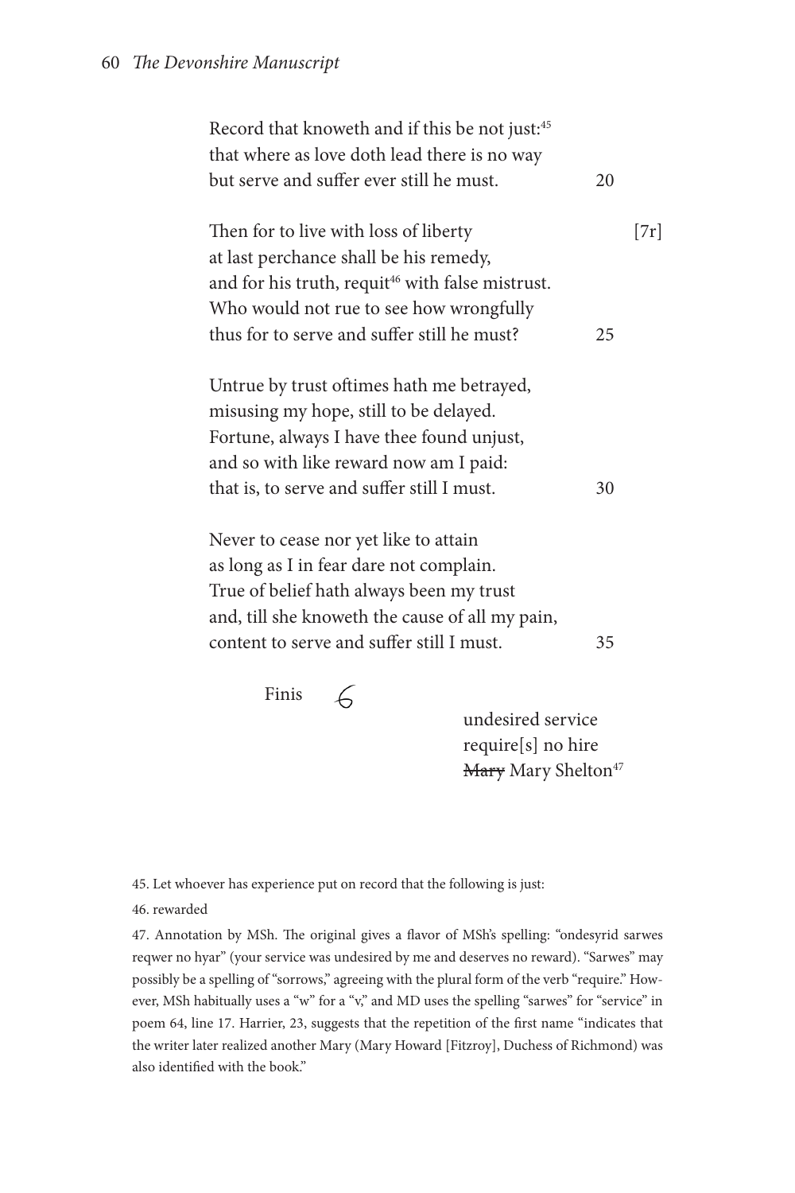Record that knoweth and if this be not just:[45]
that where as love doth lead there is no way
but serve and suffer ever still he must. 20

Then for to live with loss of liberty [7r]
at last perchance shall be his remedy,
and for his truth, requit[46] with false mistrust.
Who would not rue to see how wrongfully
thus for to serve and suffer still he must? 25

Untrue by trust oftimes hath me betrayed,
misusing my hope, still to be delayed.
Fortune, always I have thee found unjust,
and so with like reward now am I paid:
that is, to serve and suffer still I must. 30

Never to cease nor yet like to attain
as long as I in fear dare not complain.
True of belief hath always been my trust
and, till she knoweth the cause of all my pain,
content to serve and suffer still I must. 35

Finis 6

undesired service
require[s] no hire
~~Mary~~ Mary Shelton[47]

45. Let whoever has experience put on record that the following is just:

46. rewarded

47. Annotation by MSh. The original gives a flavor of MSh's spelling: "ondesyrid sarwes reqwer no hyar" (your service was undesired by me and deserves no reward). "Sarwes" may possibly be a spelling of "sorrows," agreeing with the plural form of the verb "require." However, MSh habitually uses a "w" for a "v," and MD uses the spelling "sarwes" for "service" in poem 64, line 17. Harrier, 23, suggests that the repetition of the first name "indicates that the writer later realized another Mary (Mary Howard [Fitzroy], Duchess of Richmond) was also identified with the book."